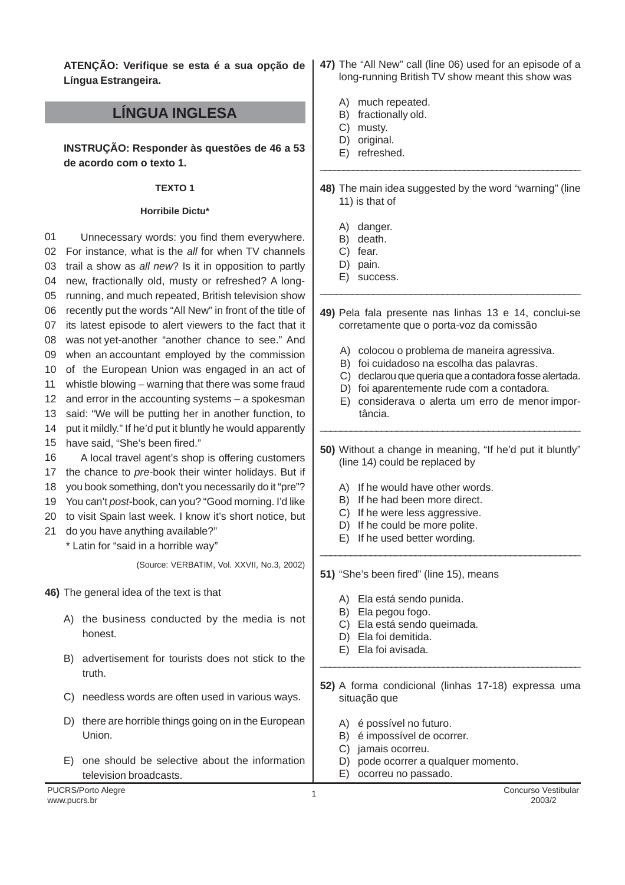**ATENÇÃO: Verifique se esta é a sua opção de Língua Estrangeira.**

## LÍNGUA INGLESA

**INSTRUÇÃO: Responder às questões de 46 a 53 de acordo com o texto 1.**

**TEXTO 1**

**Horribile Dictu***

01 Unnecessary words: you find them everywhere.
02 For instance, what is the *all* for when TV channels
03 trail a show as *all new*? Is it in opposition to partly
04 new, fractionally old, musty or refreshed? A long-
05 running, and much repeated, British television show
06 recently put the words "All New" in front of the title of
07 its latest episode to alert viewers to the fact that it
08 was not yet-another "another chance to see." And
09 when an accountant employed by the commission
10 of the European Union was engaged in an act of
11 whistle blowing – warning that there was some fraud
12 and error in the accounting systems – a spokesman
13 said: "We will be putting her in another function, to
14 put it mildly." If he'd put it bluntly he would apparently
15 have said, "She's been fired."
16 A local travel agent's shop is offering customers
17 the chance to *pre*-book their winter holidays. But if
18 you book something, don't you necessarily do it "pre"?
19 You can't *post*-book, can you? "Good morning. I'd like
20 to visit Spain last week. I know it's short notice, but
21 do you have anything available?"

\* Latin for "said in a horrible way"

(Source: VERBATIM, Vol. XXVII, No.3, 2002)

**46)** The general idea of the text is that

A) the business conducted by the media is not honest.

B) advertisement for tourists does not stick to the truth.

C) needless words are often used in various ways.

D) there are horrible things going on in the European Union.

E) one should be selective about the information television broadcasts.

**47)** The "All New" call (line 06) used for an episode of a long-running British TV show meant this show was

A) much repeated.
B) fractionally old.
C) musty.
D) original.
E) refreshed.

---

**48)** The main idea suggested by the word "warning" (line 11) is that of

A) danger.
B) death.
C) fear.
D) pain.
E) success.

---

**49)** Pela fala presente nas linhas 13 e 14, conclui-se corretamente que o porta-voz da comissão

A) colocou o problema de maneira agressiva.
B) foi cuidadoso na escolha das palavras.
C) declarou que queria que a contadora fosse alertada.
D) foi aparentemente rude com a contadora.
E) considerava o alerta um erro de menor importância.

---

**50)** Without a change in meaning, "If he'd put it bluntly" (line 14) could be replaced by

A) If he would have other words.
B) If he had been more direct.
C) If he were less aggressive.
D) If he could be more polite.
E) If he used better wording.

---

**51)** "She's been fired" (line 15), means

A) Ela está sendo punida.
B) Ela pegou fogo.
C) Ela está sendo queimada.
D) Ela foi demitida.
E) Ela foi avisada.

---

**52)** A forma condicional (linhas 17-18) expressa uma situação que

A) é possível no futuro.
B) é impossível de ocorrer.
C) jamais ocorreu.
D) pode ocorrer a qualquer momento.
E) ocorreu no passado.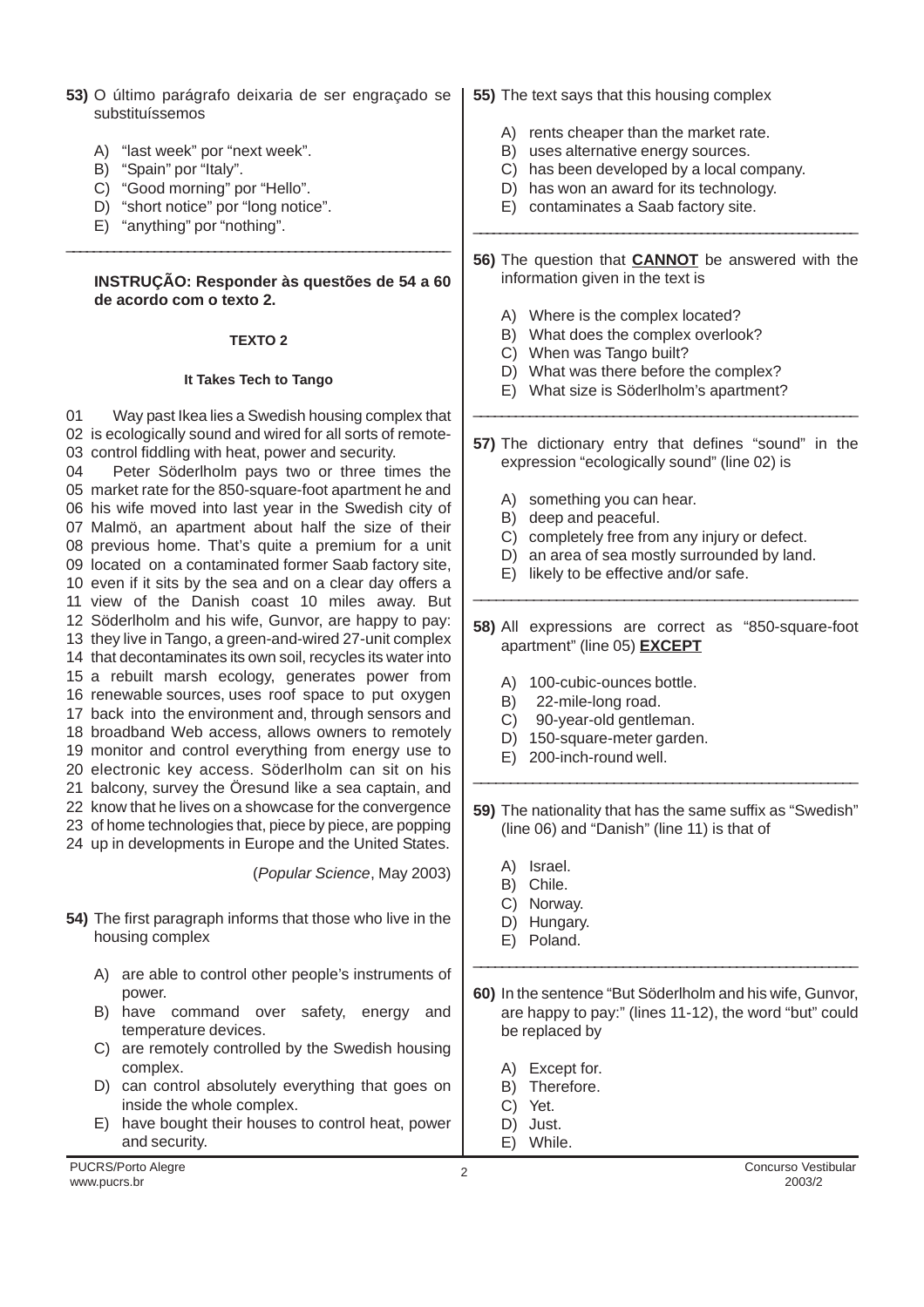**53)** O último parágrafo deixaria de ser engraçado se substituíssemos

A) "last week" por "next week".
B) "Spain" por "Italy".
C) "Good morning" por "Hello".
D) "short notice" por "long notice".
E) "anything" por "nothing".

---

**INSTRUÇÃO: Responder às questões de 54 a 60 de acordo com o texto 2.**

**TEXTO 2**

**It Takes Tech to Tango**

01 Way past Ikea lies a Swedish housing complex that
02 is ecologically sound and wired for all sorts of remote-
03 control fiddling with heat, power and security.
04 Peter Söderlholm pays two or three times the
05 market rate for the 850-square-foot apartment he and
06 his wife moved into last year in the Swedish city of
07 Malmö, an apartment about half the size of their
08 previous home. That's quite a premium for a unit
09 located on a contaminated former Saab factory site,
10 even if it sits by the sea and on a clear day offers a
11 view of the Danish coast 10 miles away. But
12 Söderlholm and his wife, Gunvor, are happy to pay:
13 they live in Tango, a green-and-wired 27-unit complex
14 that decontaminates its own soil, recycles its water into
15 a rebuilt marsh ecology, generates power from
16 renewable sources, uses roof space to put oxygen
17 back into the environment and, through sensors and
18 broadband Web access, allows owners to remotely
19 monitor and control everything from energy use to
20 electronic key access. Söderlholm can sit on his
21 balcony, survey the Öresund like a sea captain, and
22 know that he lives on a showcase for the convergence
23 of home technologies that, piece by piece, are popping
24 up in developments in Europe and the United States.

(*Popular Science*, May 2003)

**54)** The first paragraph informs that those who live in the housing complex

A) are able to control other people's instruments of power.
B) have command over safety, energy and temperature devices.
C) are remotely controlled by the Swedish housing complex.
D) can control absolutely everything that goes on inside the whole complex.
E) have bought their houses to control heat, power and security.

**55)** The text says that this housing complex

A) rents cheaper than the market rate.
B) uses alternative energy sources.
C) has been developed by a local company.
D) has won an award for its technology.
E) contaminates a Saab factory site.

---

**56)** The question that **CANNOT** be answered with the information given in the text is

A) Where is the complex located?
B) What does the complex overlook?
C) When was Tango built?
D) What was there before the complex?
E) What size is Söderlholm's apartment?

---

**57)** The dictionary entry that defines "sound" in the expression "ecologically sound" (line 02) is

A) something you can hear.
B) deep and peaceful.
C) completely free from any injury or defect.
D) an area of sea mostly surrounded by land.
E) likely to be effective and/or safe.

---

**58)** All expressions are correct as "850-square-foot apartment" (line 05) **EXCEPT**

A) 100-cubic-ounces bottle.
B) 22-mile-long road.
C) 90-year-old gentleman.
D) 150-square-meter garden.
E) 200-inch-round well.

---

**59)** The nationality that has the same suffix as "Swedish" (line 06) and "Danish" (line 11) is that of

A) Israel.
B) Chile.
C) Norway.
D) Hungary.
E) Poland.

---

**60)** In the sentence "But Söderlholm and his wife, Gunvor, are happy to pay:" (lines 11-12), the word "but" could be replaced by

A) Except for.
B) Therefore.
C) Yet.
D) Just.
E) While.